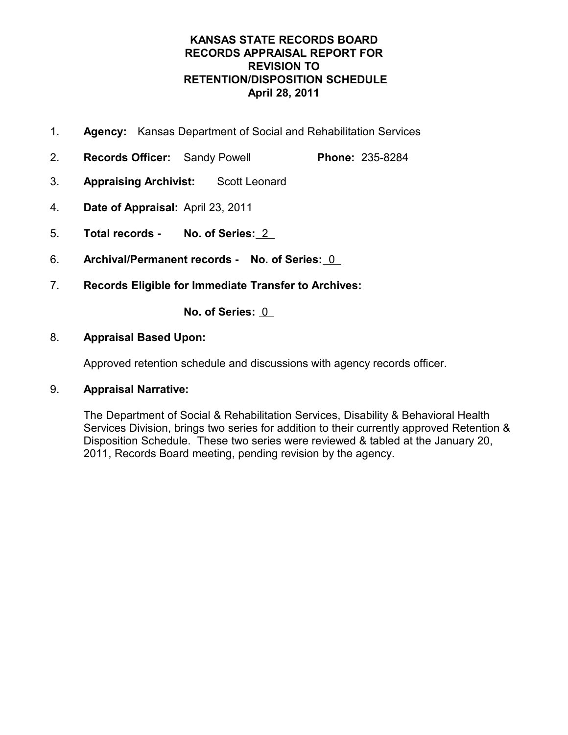# KANSAS STATE RECORDS BOARD
# RECORDS APPRAISAL REPORT FOR
# REVISION TO
# RETENTION/DISPOSITION SCHEDULE
# April 28, 2011

1. **Agency:** Kansas Department of Social and Rehabilitation Services

2. **Records Officer:** Sandy Powell **Phone:** 235-8284

3. **Appraising Archivist:** Scott Leonard

4. **Date of Appraisal:** April 23, 2011

5. **Total records - No. of Series:** 2

6. **Archival/Permanent records - No. of Series:** 0

7. **Records Eligible for Immediate Transfer to Archives:**

   **No. of Series:** 0

8. **Appraisal Based Upon:**

   Approved retention schedule and discussions with agency records officer.

9. **Appraisal Narrative:**

   The Department of Social & Rehabilitation Services, Disability & Behavioral Health Services Division, brings two series for addition to their currently approved Retention & Disposition Schedule. These two series were reviewed & tabled at the January 20, 2011, Records Board meeting, pending revision by the agency.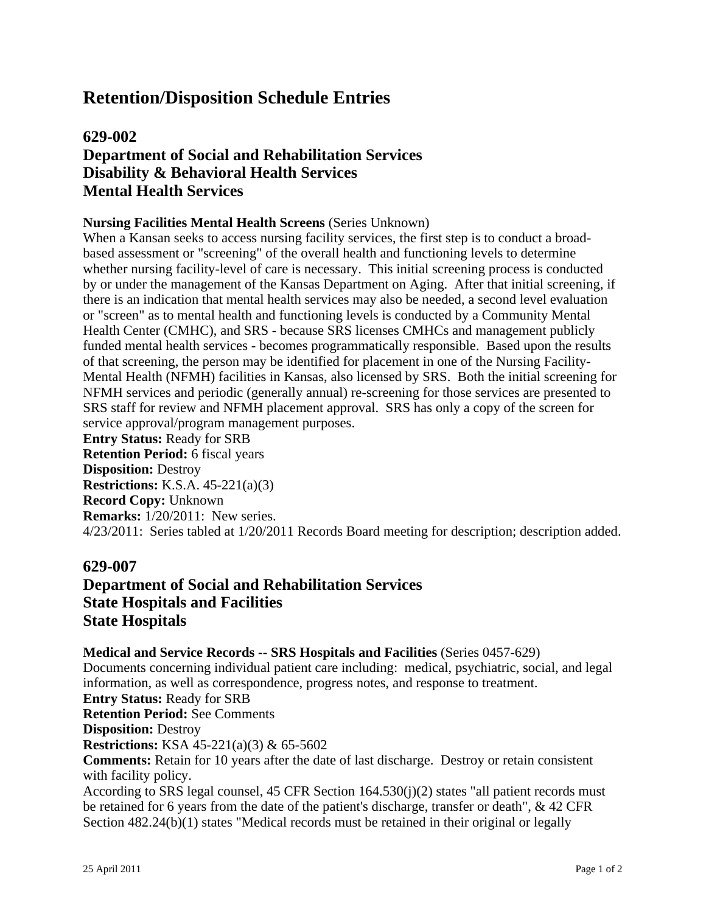# Retention/Disposition Schedule Entries

## 629-002
## Department of Social and Rehabilitation Services
## Disability & Behavioral Health Services
## Mental Health Services

**Nursing Facilities Mental Health Screens** (Series Unknown)
When a Kansan seeks to access nursing facility services, the first step is to conduct a broad-based assessment or "screening" of the overall health and functioning levels to determine whether nursing facility-level of care is necessary. This initial screening process is conducted by or under the management of the Kansas Department on Aging. After that initial screening, if there is an indication that mental health services may also be needed, a second level evaluation or "screen" as to mental health and functioning levels is conducted by a Community Mental Health Center (CMHC), and SRS - because SRS licenses CMHCs and management publicly funded mental health services - becomes programmatically responsible. Based upon the results of that screening, the person may be identified for placement in one of the Nursing Facility-Mental Health (NFMH) facilities in Kansas, also licensed by SRS. Both the initial screening for NFMH services and periodic (generally annual) re-screening for those services are presented to SRS staff for review and NFMH placement approval. SRS has only a copy of the screen for service approval/program management purposes.
**Entry Status:** Ready for SRB
**Retention Period:** 6 fiscal years
**Disposition:** Destroy
**Restrictions:** K.S.A. 45-221(a)(3)
**Record Copy:** Unknown
**Remarks:** 1/20/2011: New series.
4/23/2011: Series tabled at 1/20/2011 Records Board meeting for description; description added.

## 629-007
## Department of Social and Rehabilitation Services
## State Hospitals and Facilities
## State Hospitals

**Medical and Service Records -- SRS Hospitals and Facilities** (Series 0457-629)
Documents concerning individual patient care including: medical, psychiatric, social, and legal information, as well as correspondence, progress notes, and response to treatment.
**Entry Status:** Ready for SRB
**Retention Period:** See Comments
**Disposition:** Destroy
**Restrictions:** KSA 45-221(a)(3) & 65-5602
**Comments:** Retain for 10 years after the date of last discharge. Destroy or retain consistent with facility policy.
According to SRS legal counsel, 45 CFR Section 164.530(j)(2) states "all patient records must be retained for 6 years from the date of the patient's discharge, transfer or death", & 42 CFR Section 482.24(b)(1) states "Medical records must be retained in their original or legally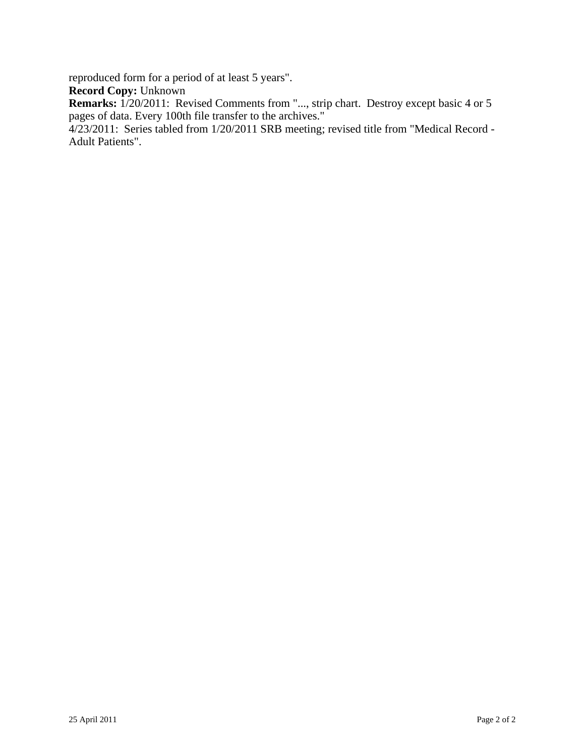reproduced form for a period of at least 5 years".

**Record Copy:** Unknown

**Remarks:** 1/20/2011: Revised Comments from "..., strip chart. Destroy except basic 4 or 5 pages of data. Every 100th file transfer to the archives."

4/23/2011: Series tabled from 1/20/2011 SRB meeting; revised title from "Medical Record - Adult Patients".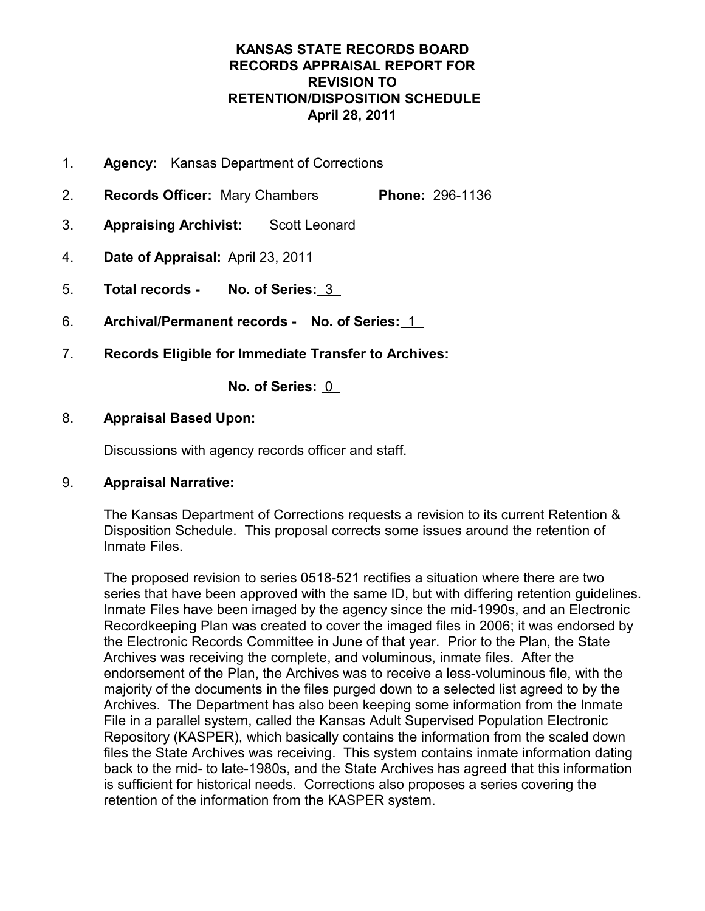# KANSAS STATE RECORDS BOARD RECORDS APPRAISAL REPORT FOR REVISION TO RETENTION/DISPOSITION SCHEDULE April 28, 2011

1. **Agency:** Kansas Department of Corrections

2. **Records Officer:** Mary Chambers **Phone:** 296-1136

3. **Appraising Archivist:** Scott Leonard

4. **Date of Appraisal:** April 23, 2011

5. **Total records - No. of Series:** 3

6. **Archival/Permanent records - No. of Series:** 1

7. **Records Eligible for Immediate Transfer to Archives:**

   **No. of Series:** 0

8. **Appraisal Based Upon:**

   Discussions with agency records officer and staff.

9. **Appraisal Narrative:**

   The Kansas Department of Corrections requests a revision to its current Retention & Disposition Schedule. This proposal corrects some issues around the retention of Inmate Files.

   The proposed revision to series 0518-521 rectifies a situation where there are two series that have been approved with the same ID, but with differing retention guidelines. Inmate Files have been imaged by the agency since the mid-1990s, and an Electronic Recordkeeping Plan was created to cover the imaged files in 2006; it was endorsed by the Electronic Records Committee in June of that year. Prior to the Plan, the State Archives was receiving the complete, and voluminous, inmate files. After the endorsement of the Plan, the Archives was to receive a less-voluminous file, with the majority of the documents in the files purged down to a selected list agreed to by the Archives. The Department has also been keeping some information from the Inmate File in a parallel system, called the Kansas Adult Supervised Population Electronic Repository (KASPER), which basically contains the information from the scaled down files the State Archives was receiving. This system contains inmate information dating back to the mid- to late-1980s, and the State Archives has agreed that this information is sufficient for historical needs. Corrections also proposes a series covering the retention of the information from the KASPER system.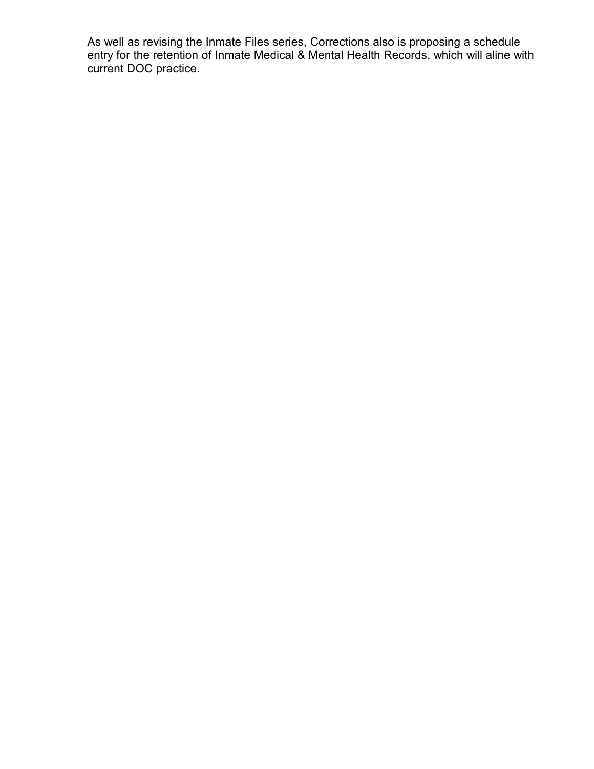As well as revising the Inmate Files series, Corrections also is proposing a schedule entry for the retention of Inmate Medical & Mental Health Records, which will aline with current DOC practice.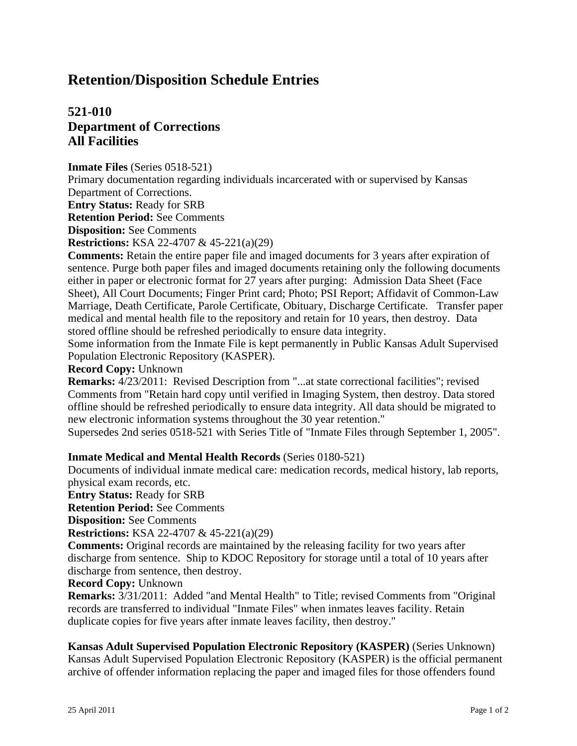# Retention/Disposition Schedule Entries

## 521-010
## Department of Corrections
## All Facilities

**Inmate Files** (Series 0518-521)
Primary documentation regarding individuals incarcerated with or supervised by Kansas Department of Corrections.
**Entry Status:** Ready for SRB
**Retention Period:** See Comments
**Disposition:** See Comments
**Restrictions:** KSA 22-4707 & 45-221(a)(29)
**Comments:** Retain the entire paper file and imaged documents for 3 years after expiration of sentence. Purge both paper files and imaged documents retaining only the following documents either in paper or electronic format for 27 years after purging: Admission Data Sheet (Face Sheet), All Court Documents; Finger Print card; Photo; PSI Report; Affidavit of Common-Law Marriage, Death Certificate, Parole Certificate, Obituary, Discharge Certificate. Transfer paper medical and mental health file to the repository and retain for 10 years, then destroy. Data stored offline should be refreshed periodically to ensure data integrity.
Some information from the Inmate File is kept permanently in Public Kansas Adult Supervised Population Electronic Repository (KASPER).
**Record Copy:** Unknown
**Remarks:** 4/23/2011: Revised Description from "...at state correctional facilities"; revised Comments from "Retain hard copy until verified in Imaging System, then destroy. Data stored offline should be refreshed periodically to ensure data integrity. All data should be migrated to new electronic information systems throughout the 30 year retention."
Supersedes 2nd series 0518-521 with Series Title of "Inmate Files through September 1, 2005".

**Inmate Medical and Mental Health Records** (Series 0180-521)
Documents of individual inmate medical care: medication records, medical history, lab reports, physical exam records, etc.
**Entry Status:** Ready for SRB
**Retention Period:** See Comments
**Disposition:** See Comments
**Restrictions:** KSA 22-4707 & 45-221(a)(29)
**Comments:** Original records are maintained by the releasing facility for two years after discharge from sentence. Ship to KDOC Repository for storage until a total of 10 years after discharge from sentence, then destroy.
**Record Copy:** Unknown
**Remarks:** 3/31/2011: Added "and Mental Health" to Title; revised Comments from "Original records are transferred to individual "Inmate Files" when inmates leaves facility. Retain duplicate copies for five years after inmate leaves facility, then destroy."

**Kansas Adult Supervised Population Electronic Repository (KASPER)** (Series Unknown)
Kansas Adult Supervised Population Electronic Repository (KASPER) is the official permanent archive of offender information replacing the paper and imaged files for those offenders found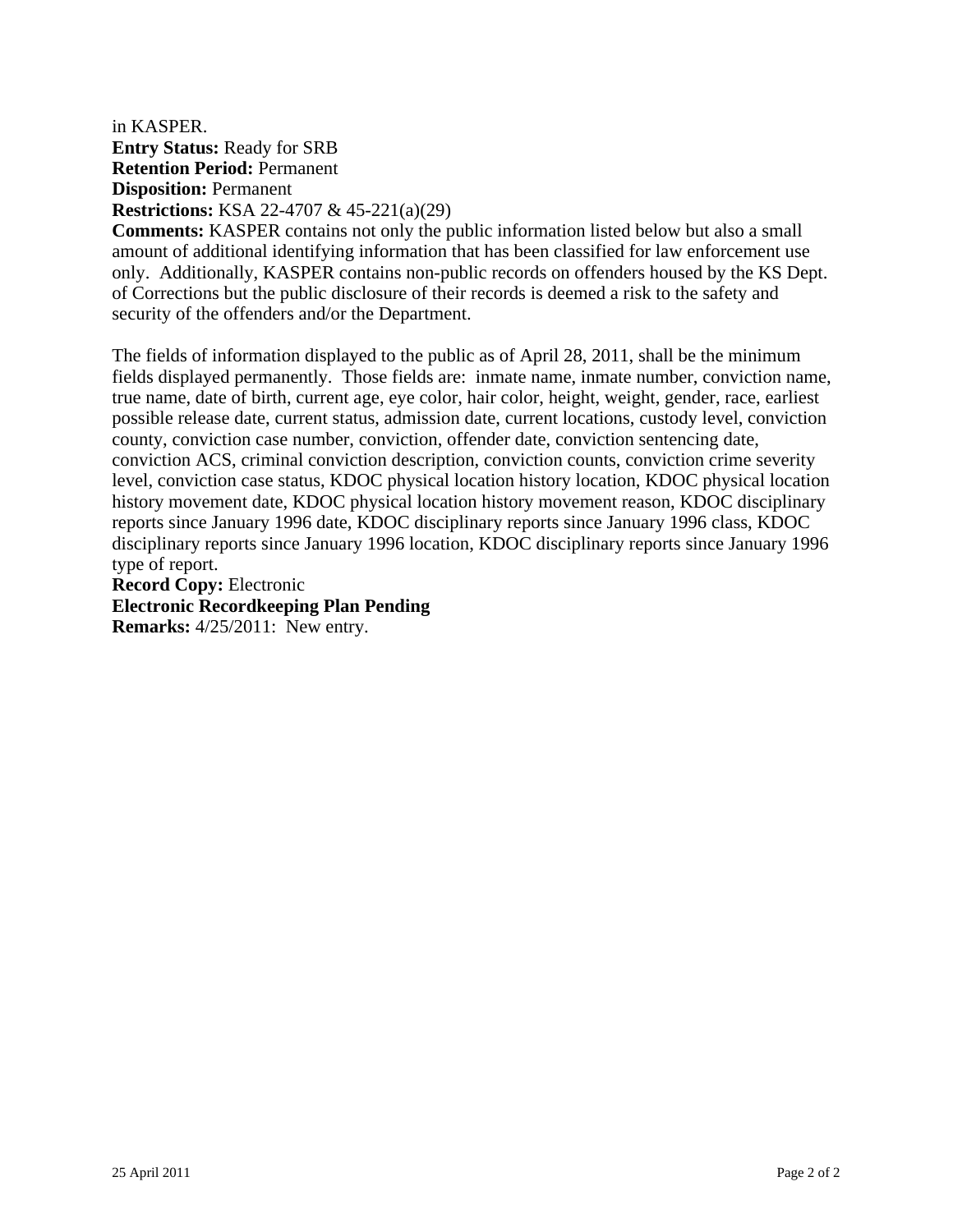in KASPER.
**Entry Status:** Ready for SRB
**Retention Period:** Permanent
**Disposition:** Permanent
**Restrictions:** KSA 22-4707 & 45-221(a)(29)
**Comments:** KASPER contains not only the public information listed below but also a small amount of additional identifying information that has been classified for law enforcement use only. Additionally, KASPER contains non-public records on offenders housed by the KS Dept. of Corrections but the public disclosure of their records is deemed a risk to the safety and security of the offenders and/or the Department.

The fields of information displayed to the public as of April 28, 2011, shall be the minimum fields displayed permanently. Those fields are: inmate name, inmate number, conviction name, true name, date of birth, current age, eye color, hair color, height, weight, gender, race, earliest possible release date, current status, admission date, current locations, custody level, conviction county, conviction case number, conviction, offender date, conviction sentencing date, conviction ACS, criminal conviction description, conviction counts, conviction crime severity level, conviction case status, KDOC physical location history location, KDOC physical location history movement date, KDOC physical location history movement reason, KDOC disciplinary reports since January 1996 date, KDOC disciplinary reports since January 1996 class, KDOC disciplinary reports since January 1996 location, KDOC disciplinary reports since January 1996 type of report.
**Record Copy:** Electronic
**Electronic Recordkeeping Plan Pending**
**Remarks:** 4/25/2011: New entry.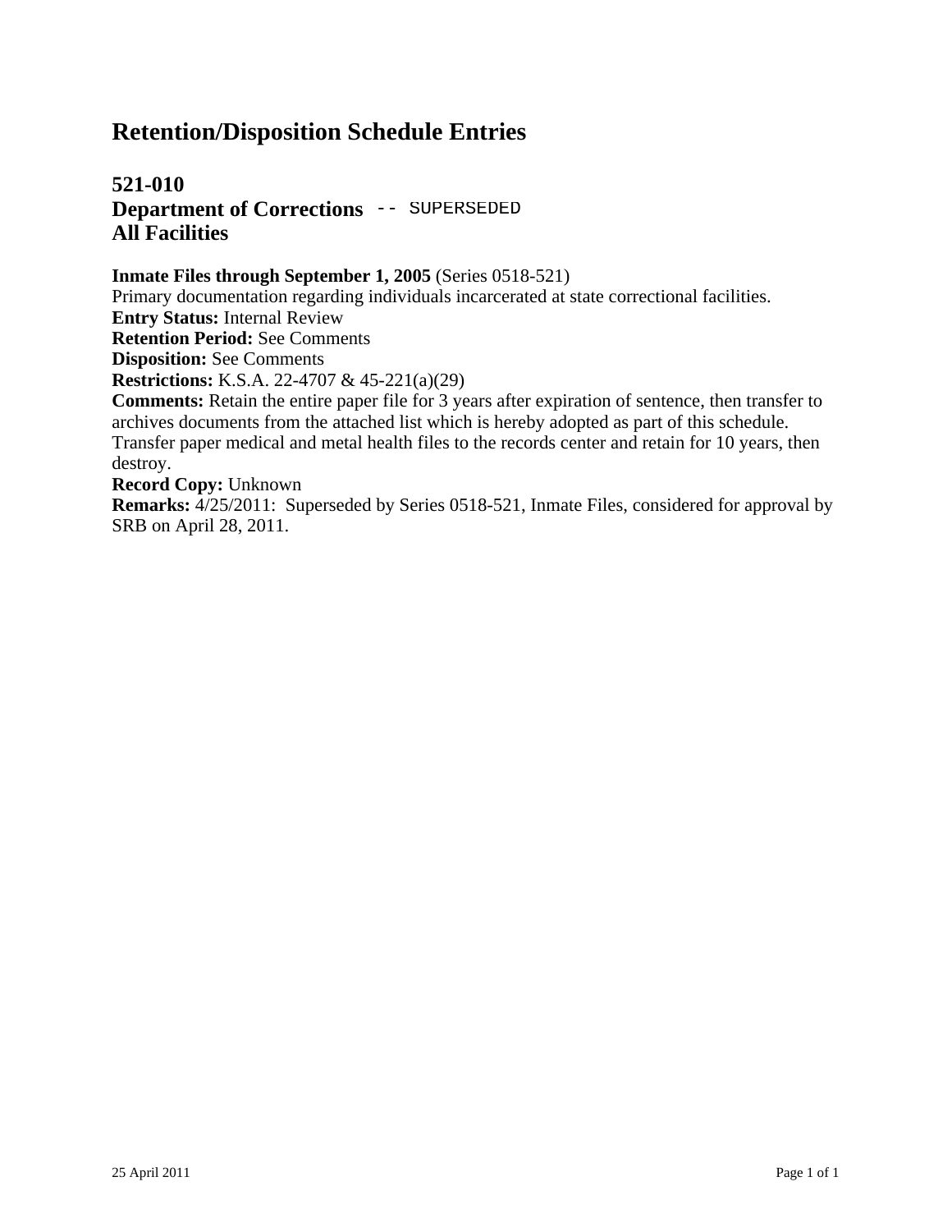# Retention/Disposition Schedule Entries

## 521-010
## Department of Corrections -- SUPERSEDED
## All Facilities

**Inmate Files through September 1, 2005** (Series 0518-521)
Primary documentation regarding individuals incarcerated at state correctional facilities.
**Entry Status:** Internal Review
**Retention Period:** See Comments
**Disposition:** See Comments
**Restrictions:** K.S.A. 22-4707 & 45-221(a)(29)
**Comments:** Retain the entire paper file for 3 years after expiration of sentence, then transfer to archives documents from the attached list which is hereby adopted as part of this schedule. Transfer paper medical and metal health files to the records center and retain for 10 years, then destroy.
**Record Copy:** Unknown
**Remarks:** 4/25/2011: Superseded by Series 0518-521, Inmate Files, considered for approval by SRB on April 28, 2011.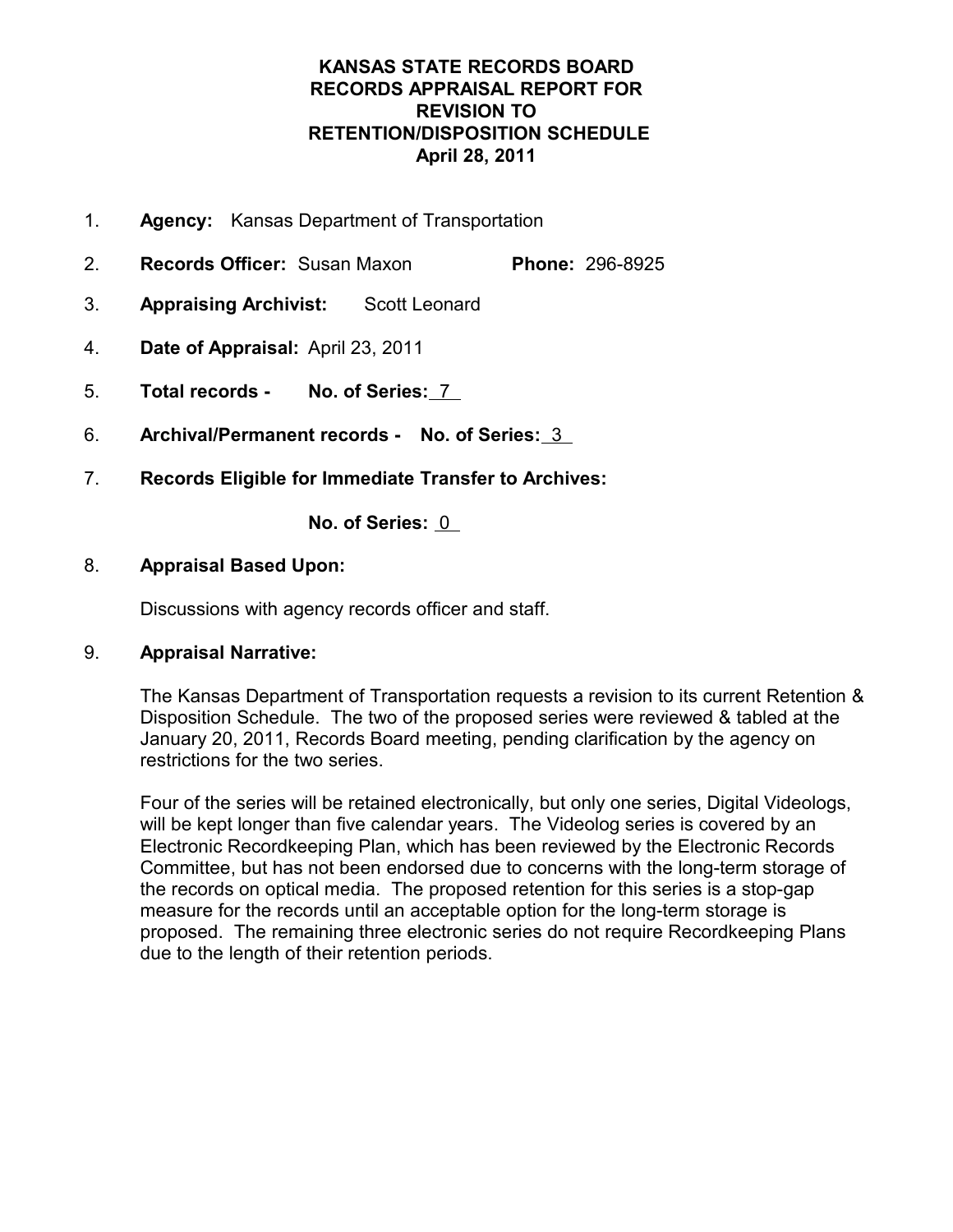# KANSAS STATE RECORDS BOARD
# RECORDS APPRAISAL REPORT FOR REVISION TO RETENTION/DISPOSITION SCHEDULE
# April 28, 2011

1. **Agency:** Kansas Department of Transportation

2. **Records Officer:** Susan Maxon **Phone:** 296-8925

3. **Appraising Archivist:** Scott Leonard

4. **Date of Appraisal:** April 23, 2011

5. **Total records - No. of Series:** 7

6. **Archival/Permanent records - No. of Series:** 3

7. **Records Eligible for Immediate Transfer to Archives:**

   **No. of Series:** 0

8. **Appraisal Based Upon:**

   Discussions with agency records officer and staff.

9. **Appraisal Narrative:**

   The Kansas Department of Transportation requests a revision to its current Retention & Disposition Schedule. The two of the proposed series were reviewed & tabled at the January 20, 2011, Records Board meeting, pending clarification by the agency on restrictions for the two series.

   Four of the series will be retained electronically, but only one series, Digital Videologs, will be kept longer than five calendar years. The Videolog series is covered by an Electronic Recordkeeping Plan, which has been reviewed by the Electronic Records Committee, but has not been endorsed due to concerns with the long-term storage of the records on optical media. The proposed retention for this series is a stop-gap measure for the records until an acceptable option for the long-term storage is proposed. The remaining three electronic series do not require Recordkeeping Plans due to the length of their retention periods.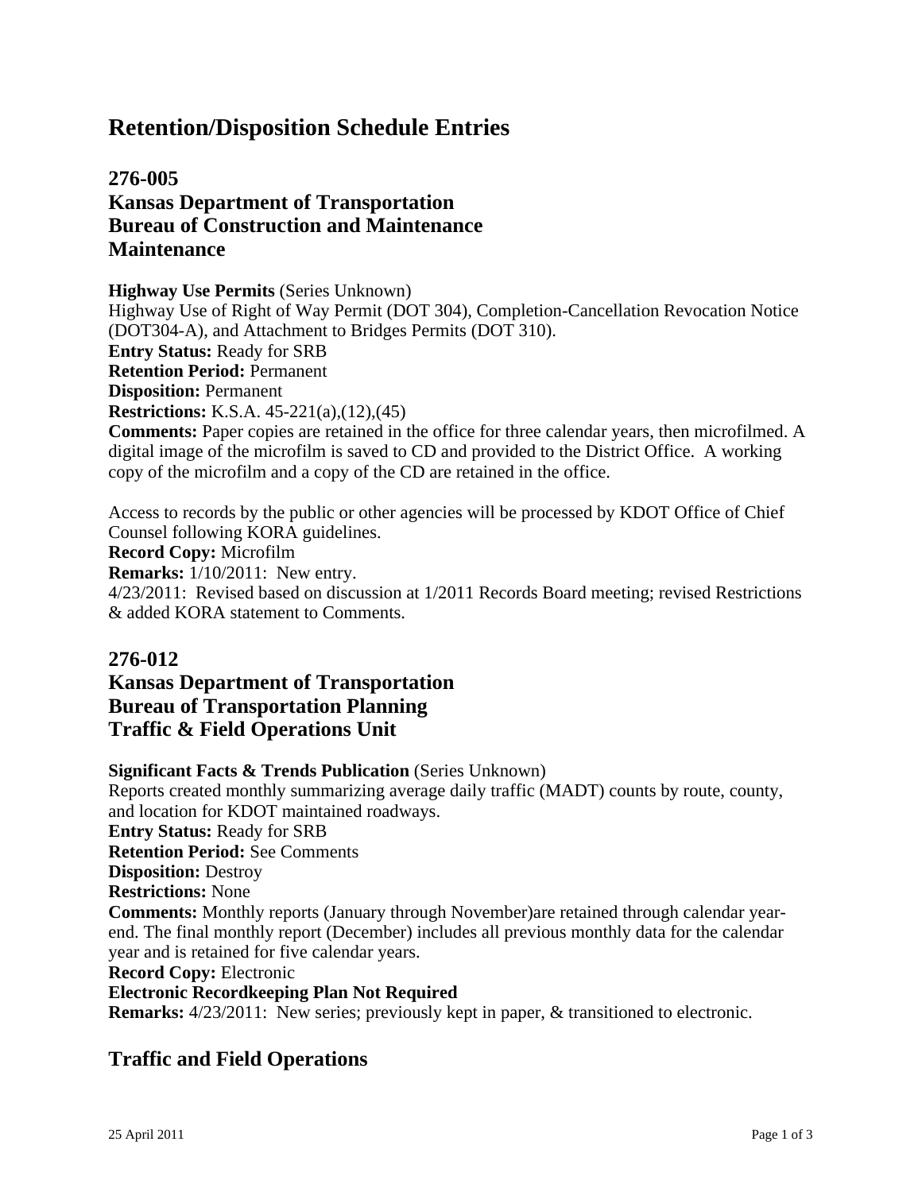# Retention/Disposition Schedule Entries

## 276-005
## Kansas Department of Transportation
## Bureau of Construction and Maintenance
## Maintenance

**Highway Use Permits** (Series Unknown)
Highway Use of Right of Way Permit (DOT 304), Completion-Cancellation Revocation Notice (DOT304-A), and Attachment to Bridges Permits (DOT 310).
**Entry Status:** Ready for SRB
**Retention Period:** Permanent
**Disposition:** Permanent
**Restrictions:** K.S.A. 45-221(a),(12),(45)
**Comments:** Paper copies are retained in the office for three calendar years, then microfilmed. A digital image of the microfilm is saved to CD and provided to the District Office. A working copy of the microfilm and a copy of the CD are retained in the office.

Access to records by the public or other agencies will be processed by KDOT Office of Chief Counsel following KORA guidelines.
**Record Copy:** Microfilm
**Remarks:** 1/10/2011: New entry.
4/23/2011: Revised based on discussion at 1/2011 Records Board meeting; revised Restrictions & added KORA statement to Comments.

## 276-012
## Kansas Department of Transportation
## Bureau of Transportation Planning
## Traffic & Field Operations Unit

**Significant Facts & Trends Publication** (Series Unknown)
Reports created monthly summarizing average daily traffic (MADT) counts by route, county, and location for KDOT maintained roadways.
**Entry Status:** Ready for SRB
**Retention Period:** See Comments
**Disposition:** Destroy
**Restrictions:** None
**Comments:** Monthly reports (January through November)are retained through calendar year-end. The final monthly report (December) includes all previous monthly data for the calendar year and is retained for five calendar years.
**Record Copy:** Electronic
**Electronic Recordkeeping Plan Not Required**
**Remarks:** 4/23/2011: New series; previously kept in paper, & transitioned to electronic.

## Traffic and Field Operations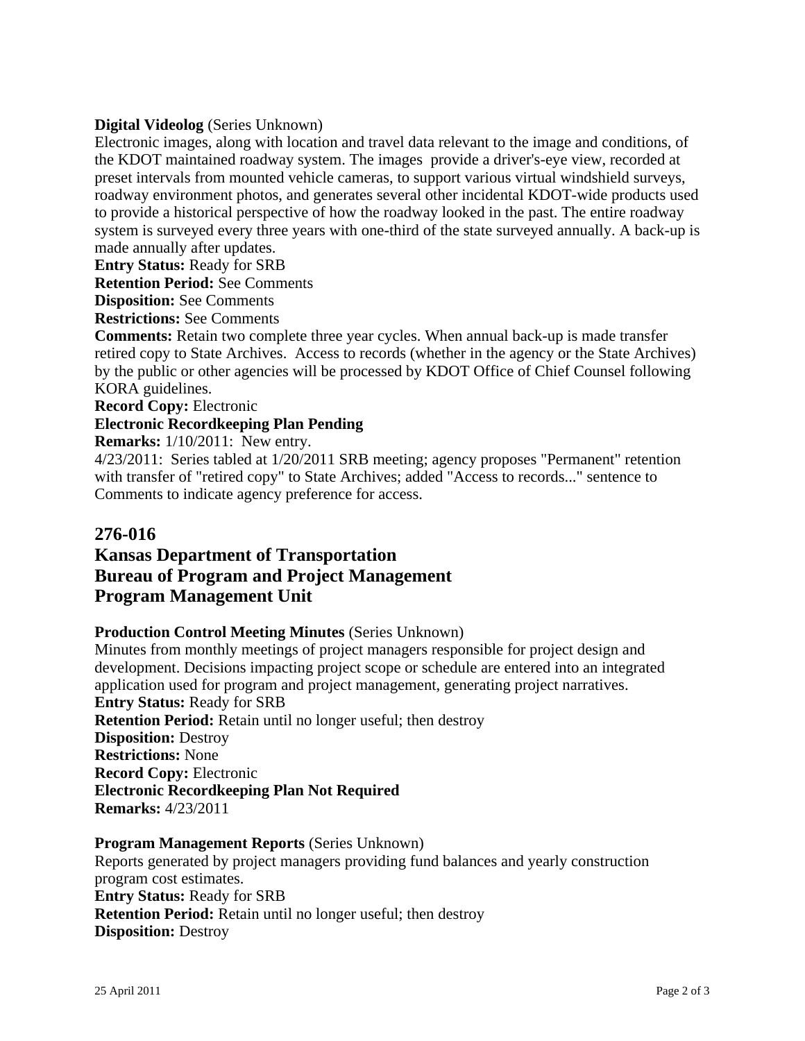**Digital Videolog** (Series Unknown)

Electronic images, along with location and travel data relevant to the image and conditions, of the KDOT maintained roadway system. The images provide a driver's-eye view, recorded at preset intervals from mounted vehicle cameras, to support various virtual windshield surveys, roadway environment photos, and generates several other incidental KDOT-wide products used to provide a historical perspective of how the roadway looked in the past. The entire roadway system is surveyed every three years with one-third of the state surveyed annually. A back-up is made annually after updates.

**Entry Status:** Ready for SRB

**Retention Period:** See Comments

**Disposition:** See Comments

**Restrictions:** See Comments

**Comments:** Retain two complete three year cycles. When annual back-up is made transfer retired copy to State Archives. Access to records (whether in the agency or the State Archives) by the public or other agencies will be processed by KDOT Office of Chief Counsel following KORA guidelines.

**Record Copy:** Electronic

**Electronic Recordkeeping Plan Pending**

**Remarks:** 1/10/2011: New entry.

4/23/2011: Series tabled at 1/20/2011 SRB meeting; agency proposes "Permanent" retention with transfer of "retired copy" to State Archives; added "Access to records..." sentence to Comments to indicate agency preference for access.

## 276-016

## Kansas Department of Transportation
## Bureau of Program and Project Management
## Program Management Unit

**Production Control Meeting Minutes** (Series Unknown)

Minutes from monthly meetings of project managers responsible for project design and development. Decisions impacting project scope or schedule are entered into an integrated application used for program and project management, generating project narratives.

**Entry Status:** Ready for SRB

**Retention Period:** Retain until no longer useful; then destroy

**Disposition:** Destroy

**Restrictions:** None

**Record Copy:** Electronic

**Electronic Recordkeeping Plan Not Required**

**Remarks:** 4/23/2011

**Program Management Reports** (Series Unknown)

Reports generated by project managers providing fund balances and yearly construction program cost estimates.

**Entry Status:** Ready for SRB

**Retention Period:** Retain until no longer useful; then destroy

**Disposition:** Destroy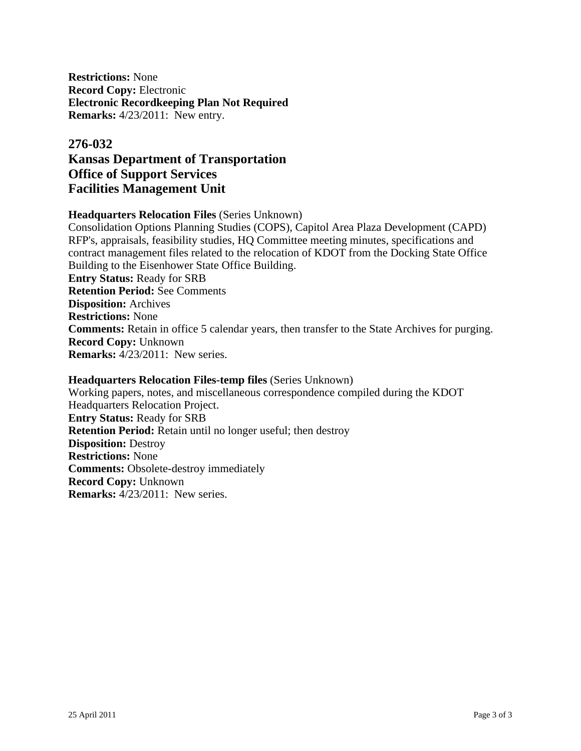**Restrictions:** None
**Record Copy:** Electronic
**Electronic Recordkeeping Plan Not Required**
**Remarks:** 4/23/2011: New entry.

## 276-032
## Kansas Department of Transportation
## Office of Support Services
## Facilities Management Unit

**Headquarters Relocation Files** (Series Unknown)
Consolidation Options Planning Studies (COPS), Capitol Area Plaza Development (CAPD) RFP's, appraisals, feasibility studies, HQ Committee meeting minutes, specifications and contract management files related to the relocation of KDOT from the Docking State Office Building to the Eisenhower State Office Building.
**Entry Status:** Ready for SRB
**Retention Period:** See Comments
**Disposition:** Archives
**Restrictions:** None
**Comments:** Retain in office 5 calendar years, then transfer to the State Archives for purging.
**Record Copy:** Unknown
**Remarks:** 4/23/2011: New series.

**Headquarters Relocation Files-temp files** (Series Unknown)
Working papers, notes, and miscellaneous correspondence compiled during the KDOT Headquarters Relocation Project.
**Entry Status:** Ready for SRB
**Retention Period:** Retain until no longer useful; then destroy
**Disposition:** Destroy
**Restrictions:** None
**Comments:** Obsolete-destroy immediately
**Record Copy:** Unknown
**Remarks:** 4/23/2011: New series.